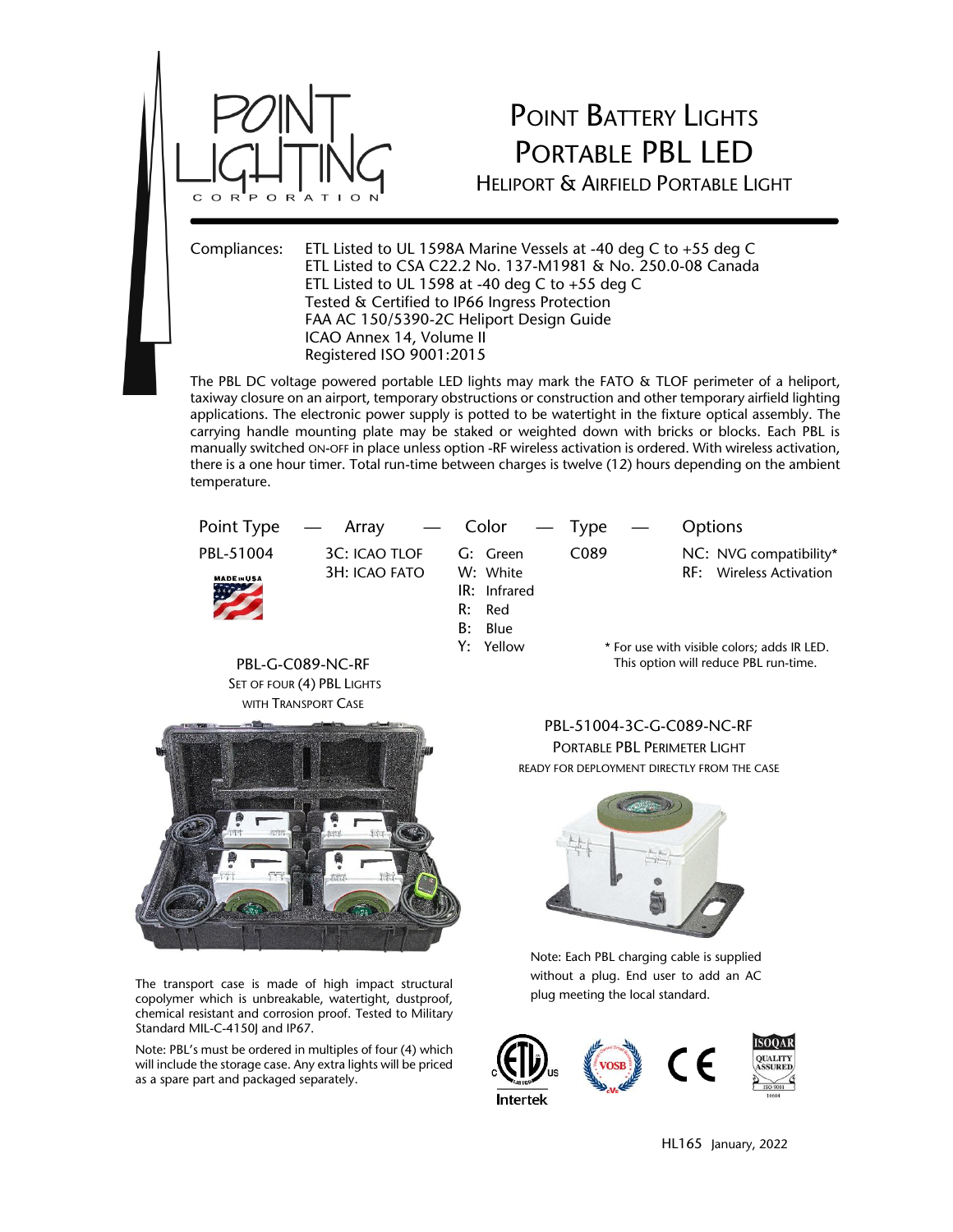# Point Battery Lights
# Portable PBL LED
## Heliport & Airfield Portable Light

Compliances:
- ETL Listed to UL 1598A Marine Vessels at -40 deg C to +55 deg C
- ETL Listed to CSA C22.2 No. 137-M1981 & No. 250.0-08 Canada
- ETL Listed to UL 1598 at -40 deg C to +55 deg C
- Tested & Certified to IP66 Ingress Protection
- FAA AC 150/5390-2C Heliport Design Guide
- ICAO Annex 14, Volume II
- Registered ISO 9001:2015

The PBL DC voltage powered portable LED lights may mark the FATO & TLOF perimeter of a heliport, taxiway closure on an airport, temporary obstructions or construction and other temporary airfield lighting applications. The electronic power supply is potted to be watertight in the fixture optical assembly. The carrying handle mounting plate may be staked or weighted down with bricks or blocks. Each PBL is manually switched ON-OFF in place unless option -RF wireless activation is ordered. With wireless activation, there is a one hour timer. Total run-time between charges is twelve (12) hours depending on the ambient temperature.

| Point Type | Array | Color | Type | Options |
|---|---|---|---|---|
| PBL-51004 | 3C: ICAO TLOF | G: Green | C089 | NC: NVG compatibility* |
| MADE IN USA | 3H: ICAO FATO | W: White | | RF: Wireless Activation |
| | | IR: Infrared | | |
| | | R: Red | | |
| | | B: Blue | | |
| | | Y: Yellow | | |

\* For use with visible colors; adds IR LED. This option will reduce PBL run-time.

PBL-G-C089-NC-RF
SET OF FOUR (4) PBL LIGHTS
WITH TRANSPORT CASE

The transport case is made of high impact structural copolymer which is unbreakable, watertight, dustproof, chemical resistant and corrosion proof. Tested to Military Standard MIL-C-4150J and IP67.

Note: PBL's must be ordered in multiples of four (4) which will include the storage case. Any extra lights will be priced as a spare part and packaged separately.

PBL-51004-3C-G-C089-NC-RF
PORTABLE PBL PERIMETER LIGHT
READY FOR DEPLOYMENT DIRECTLY FROM THE CASE

Note: Each PBL charging cable is supplied without a plug. End user to add an AC plug meeting the local standard.

Intertek

HL165 January, 2022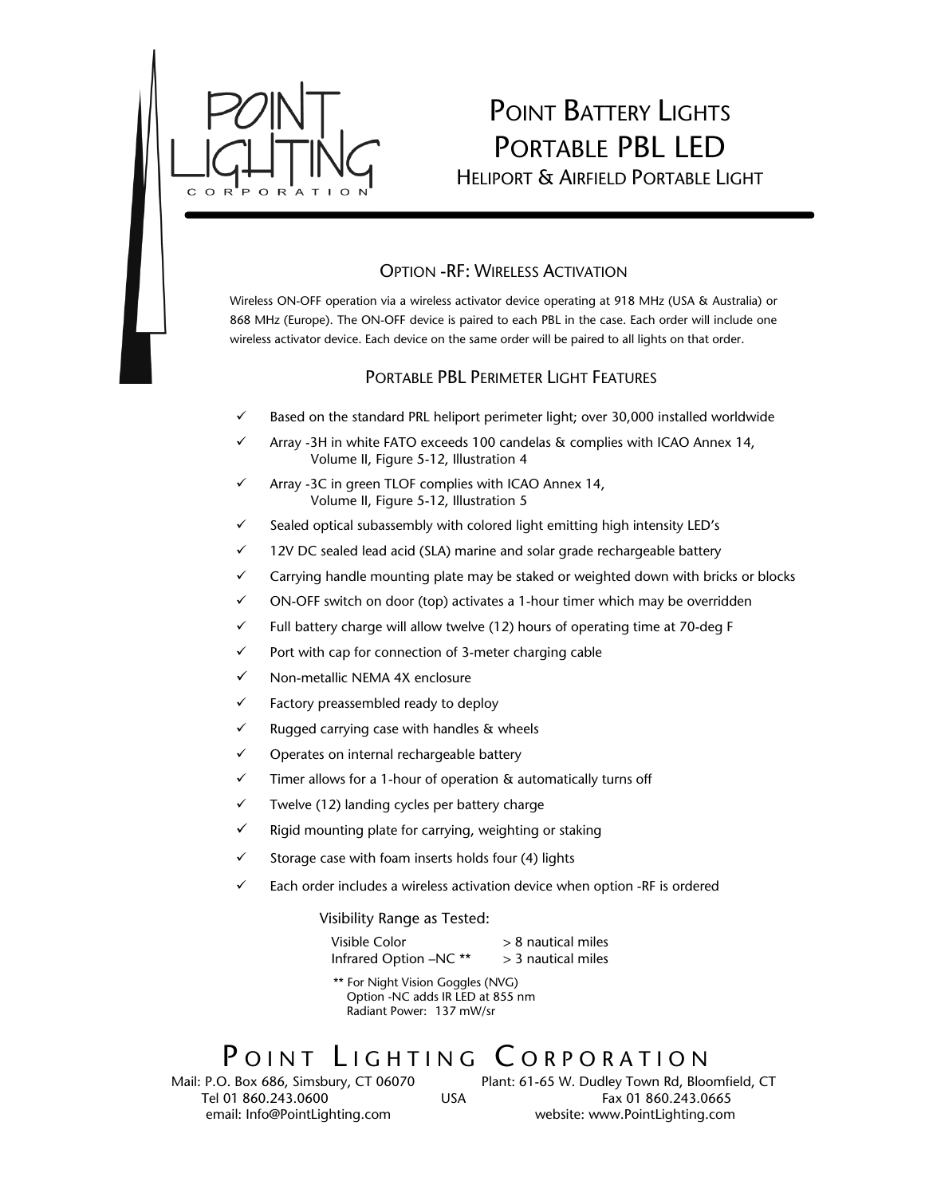# POINT BATTERY LIGHTS
# PORTABLE PBL LED
## HELIPORT & AIRFIELD PORTABLE LIGHT

### OPTION -RF: WIRELESS ACTIVATION

Wireless ON-OFF operation via a wireless activator device operating at 918 MHz (USA & Australia) or 868 MHz (Europe). The ON-OFF device is paired to each PBL in the case. Each order will include one wireless activator device. Each device on the same order will be paired to all lights on that order.

### PORTABLE PBL PERIMETER LIGHT FEATURES

- ✓ Based on the standard PRL heliport perimeter light; over 30,000 installed worldwide
- ✓ Array -3H in white FATO exceeds 100 candelas & complies with ICAO Annex 14, Volume II, Figure 5-12, Illustration 4
- ✓ Array -3C in green TLOF complies with ICAO Annex 14, Volume II, Figure 5-12, Illustration 5
- ✓ Sealed optical subassembly with colored light emitting high intensity LED's
- ✓ 12V DC sealed lead acid (SLA) marine and solar grade rechargeable battery
- ✓ Carrying handle mounting plate may be staked or weighted down with bricks or blocks
- ✓ ON-OFF switch on door (top) activates a 1-hour timer which may be overridden
- ✓ Full battery charge will allow twelve (12) hours of operating time at 70-deg F
- ✓ Port with cap for connection of 3-meter charging cable
- ✓ Non-metallic NEMA 4X enclosure
- ✓ Factory preassembled ready to deploy
- ✓ Rugged carrying case with handles & wheels
- ✓ Operates on internal rechargeable battery
- ✓ Timer allows for a 1-hour of operation & automatically turns off
- ✓ Twelve (12) landing cycles per battery charge
- ✓ Rigid mounting plate for carrying, weighting or staking
- ✓ Storage case with foam inserts holds four (4) lights
- ✓ Each order includes a wireless activation device when option -RF is ordered

Visibility Range as Tested:

| | |
|---|---|
| Visible Color | > 8 nautical miles |
| Infrared Option –NC ** | > 3 nautical miles |

** For Night Vision Goggles (NVG)
Option -NC adds IR LED at 855 nm
Radiant Power: 137 mW/sr

**POINT LIGHTING CORPORATION**

Mail: P.O. Box 686, Simsbury, CT 06070
Plant: 61-65 W. Dudley Town Rd, Bloomfield, CT
Tel 01 860.243.0600 USA Fax 01 860.243.0665
email: Info@PointLighting.com website: www.PointLighting.com